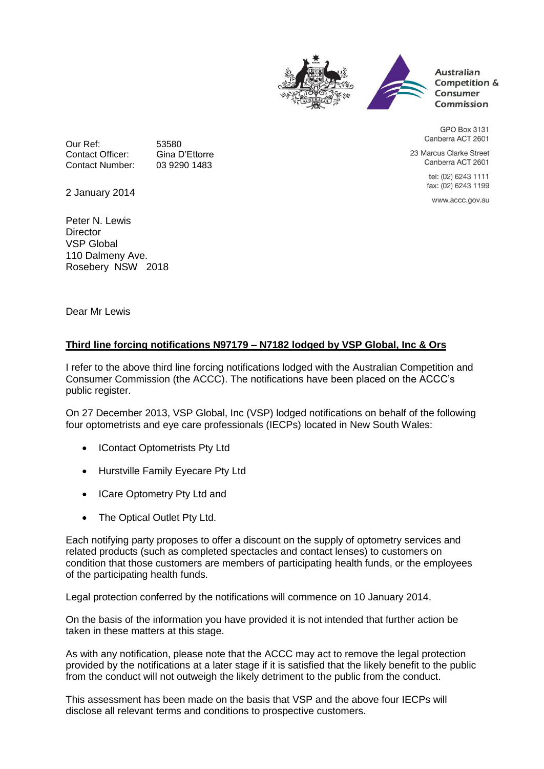Australian Competition & Consumer Commission

GPO Box 3131
Canberra ACT 2601

23 Marcus Clarke Street
Canberra ACT 2601

tel: (02) 6243 1111
fax: (02) 6243 1199

www.accc.gov.au

Our Ref: 53580
Contact Officer: Gina D'Ettorre
Contact Number: 03 9290 1483

2 January 2014

Peter N. Lewis
Director
VSP Global
110 Dalmeny Ave.
Rosebery NSW 2018

Dear Mr Lewis

**Third line forcing notifications N97179 – N7182 lodged by VSP Global, Inc & Ors**

I refer to the above third line forcing notifications lodged with the Australian Competition and Consumer Commission (the ACCC). The notifications have been placed on the ACCC's public register.

On 27 December 2013, VSP Global, Inc (VSP) lodged notifications on behalf of the following four optometrists and eye care professionals (IECPs) located in New South Wales:

- IContact Optometrists Pty Ltd
- Hurstville Family Eyecare Pty Ltd
- ICare Optometry Pty Ltd and
- The Optical Outlet Pty Ltd.

Each notifying party proposes to offer a discount on the supply of optometry services and related products (such as completed spectacles and contact lenses) to customers on condition that those customers are members of participating health funds, or the employees of the participating health funds.

Legal protection conferred by the notifications will commence on 10 January 2014.

On the basis of the information you have provided it is not intended that further action be taken in these matters at this stage.

As with any notification, please note that the ACCC may act to remove the legal protection provided by the notifications at a later stage if it is satisfied that the likely benefit to the public from the conduct will not outweigh the likely detriment to the public from the conduct.

This assessment has been made on the basis that VSP and the above four IECPs will disclose all relevant terms and conditions to prospective customers.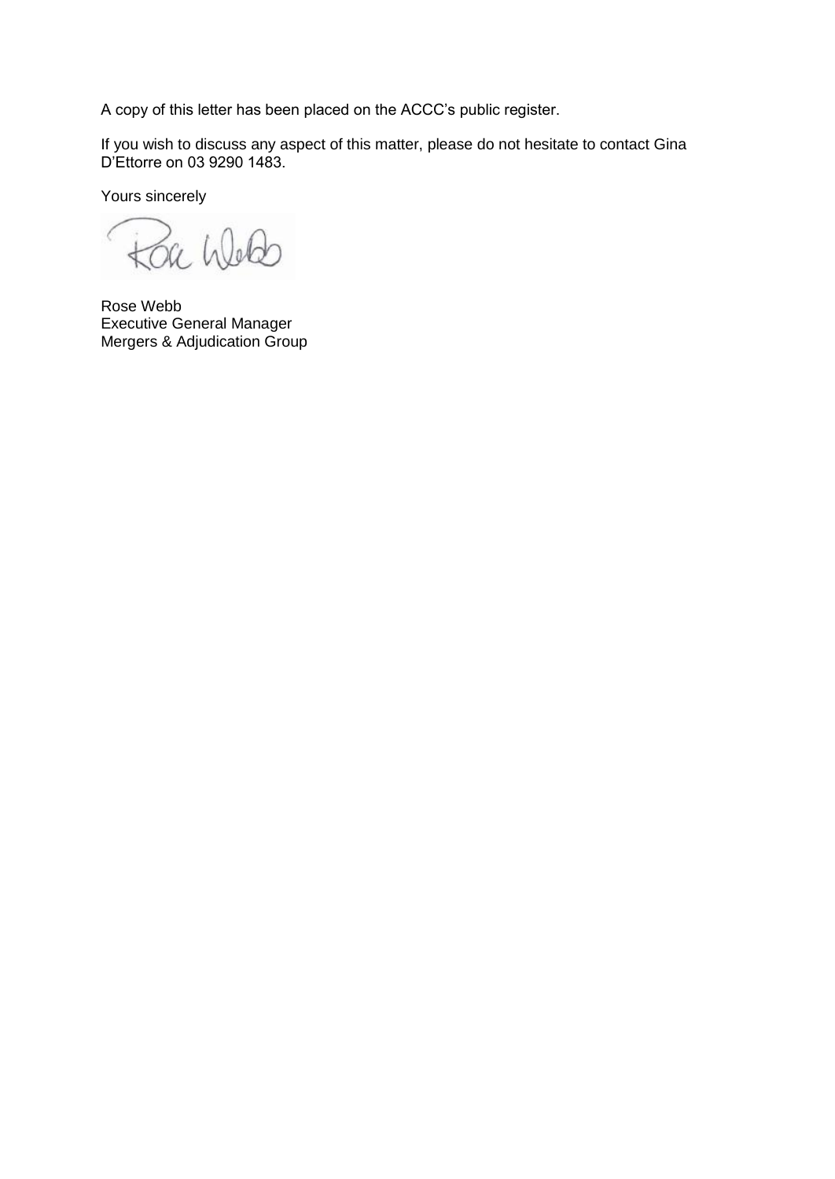A copy of this letter has been placed on the ACCC's public register.

If you wish to discuss any aspect of this matter, please do not hesitate to contact Gina D'Ettorre on 03 9290 1483.

Yours sincerely

Rose Webb
Executive General Manager
Mergers & Adjudication Group